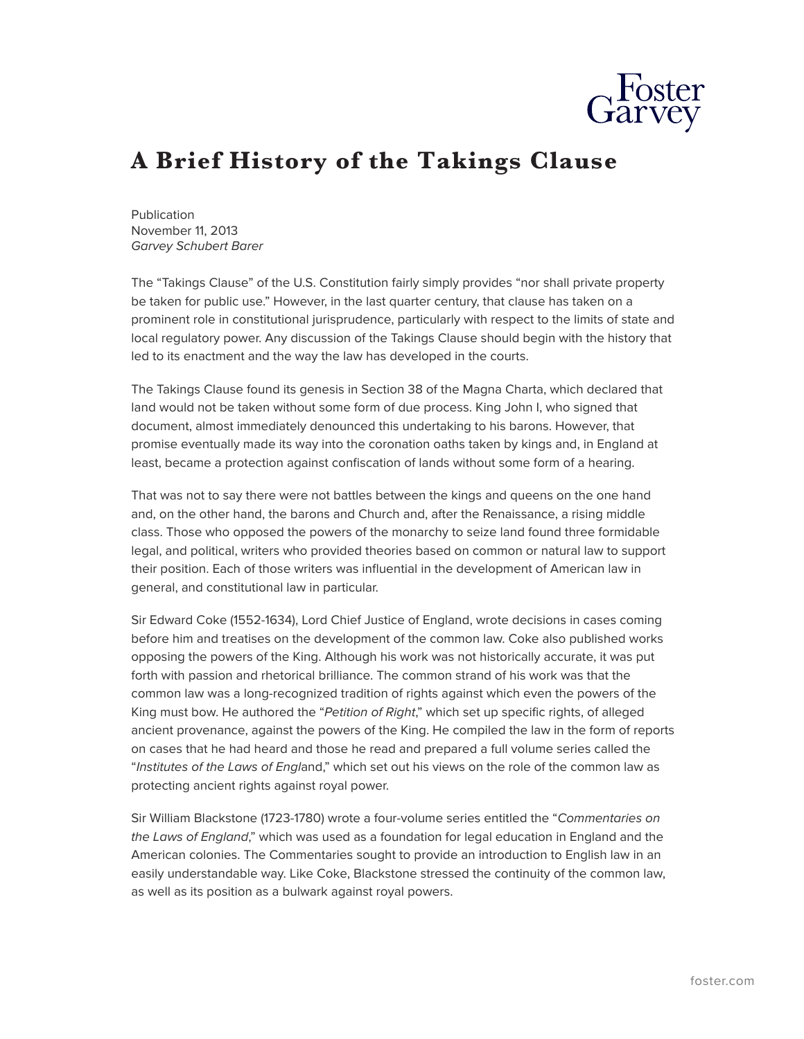# A Brief History of the Takings Clause

Publication
November 11, 2013
*Garvey Schubert Barer*

The "Takings Clause" of the U.S. Constitution fairly simply provides "nor shall private property be taken for public use." However, in the last quarter century, that clause has taken on a prominent role in constitutional jurisprudence, particularly with respect to the limits of state and local regulatory power. Any discussion of the Takings Clause should begin with the history that led to its enactment and the way the law has developed in the courts.

The Takings Clause found its genesis in Section 38 of the Magna Charta, which declared that land would not be taken without some form of due process. King John I, who signed that document, almost immediately denounced this undertaking to his barons. However, that promise eventually made its way into the coronation oaths taken by kings and, in England at least, became a protection against confiscation of lands without some form of a hearing.

That was not to say there were not battles between the kings and queens on the one hand and, on the other hand, the barons and Church and, after the Renaissance, a rising middle class. Those who opposed the powers of the monarchy to seize land found three formidable legal, and political, writers who provided theories based on common or natural law to support their position. Each of those writers was influential in the development of American law in general, and constitutional law in particular.

Sir Edward Coke (1552-1634), Lord Chief Justice of England, wrote decisions in cases coming before him and treatises on the development of the common law. Coke also published works opposing the powers of the King. Although his work was not historically accurate, it was put forth with passion and rhetorical brilliance. The common strand of his work was that the common law was a long-recognized tradition of rights against which even the powers of the King must bow. He authored the "*Petition of Right*," which set up specific rights, of alleged ancient provenance, against the powers of the King. He compiled the law in the form of reports on cases that he had heard and those he read and prepared a full volume series called the "*Institutes of the Laws of Engl*and," which set out his views on the role of the common law as protecting ancient rights against royal power.

Sir William Blackstone (1723-1780) wrote a four-volume series entitled the "*Commentaries on the Laws of England*," which was used as a foundation for legal education in England and the American colonies. The Commentaries sought to provide an introduction to English law in an easily understandable way. Like Coke, Blackstone stressed the continuity of the common law, as well as its position as a bulwark against royal powers.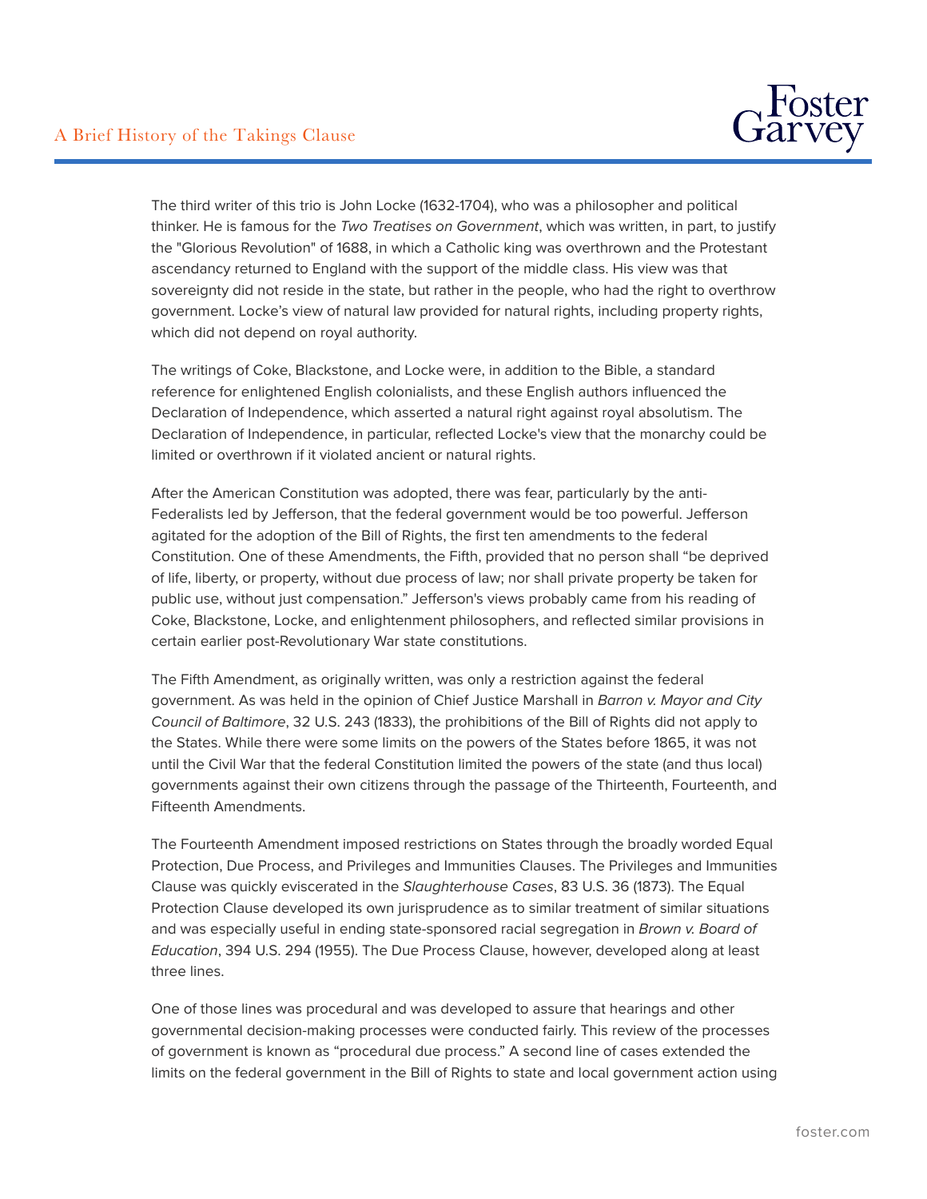The third writer of this trio is John Locke (1632-1704), who was a philosopher and political thinker. He is famous for the *Two Treatises on Government*, which was written, in part, to justify the "Glorious Revolution" of 1688, in which a Catholic king was overthrown and the Protestant ascendancy returned to England with the support of the middle class. His view was that sovereignty did not reside in the state, but rather in the people, who had the right to overthrow government. Locke's view of natural law provided for natural rights, including property rights, which did not depend on royal authority.

The writings of Coke, Blackstone, and Locke were, in addition to the Bible, a standard reference for enlightened English colonialists, and these English authors influenced the Declaration of Independence, which asserted a natural right against royal absolutism. The Declaration of Independence, in particular, reflected Locke's view that the monarchy could be limited or overthrown if it violated ancient or natural rights.

After the American Constitution was adopted, there was fear, particularly by the anti-Federalists led by Jefferson, that the federal government would be too powerful. Jefferson agitated for the adoption of the Bill of Rights, the first ten amendments to the federal Constitution. One of these Amendments, the Fifth, provided that no person shall "be deprived of life, liberty, or property, without due process of law; nor shall private property be taken for public use, without just compensation." Jefferson's views probably came from his reading of Coke, Blackstone, Locke, and enlightenment philosophers, and reflected similar provisions in certain earlier post-Revolutionary War state constitutions.

The Fifth Amendment, as originally written, was only a restriction against the federal government. As was held in the opinion of Chief Justice Marshall in *Barron v. Mayor and City Council of Baltimore*, 32 U.S. 243 (1833), the prohibitions of the Bill of Rights did not apply to the States. While there were some limits on the powers of the States before 1865, it was not until the Civil War that the federal Constitution limited the powers of the state (and thus local) governments against their own citizens through the passage of the Thirteenth, Fourteenth, and Fifteenth Amendments.

The Fourteenth Amendment imposed restrictions on States through the broadly worded Equal Protection, Due Process, and Privileges and Immunities Clauses. The Privileges and Immunities Clause was quickly eviscerated in the *Slaughterhouse Cases*, 83 U.S. 36 (1873). The Equal Protection Clause developed its own jurisprudence as to similar treatment of similar situations and was especially useful in ending state-sponsored racial segregation in *Brown v. Board of Education*, 394 U.S. 294 (1955). The Due Process Clause, however, developed along at least three lines.

One of those lines was procedural and was developed to assure that hearings and other governmental decision-making processes were conducted fairly. This review of the processes of government is known as "procedural due process." A second line of cases extended the limits on the federal government in the Bill of Rights to state and local government action using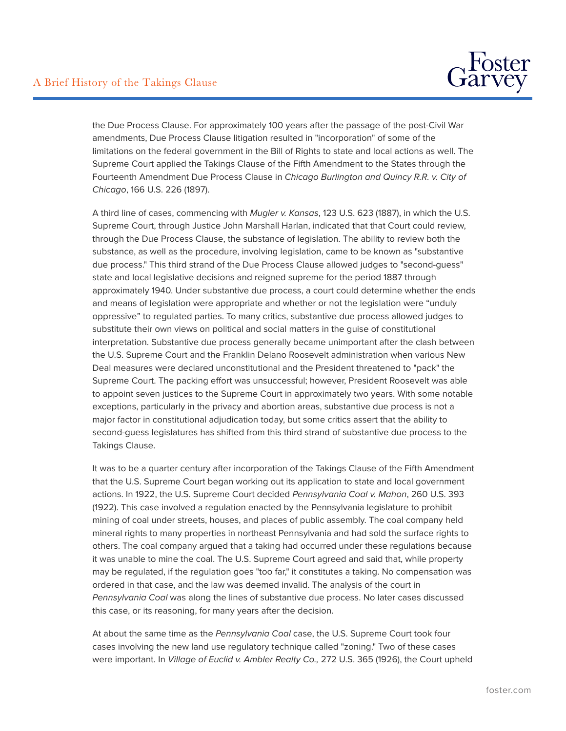the Due Process Clause. For approximately 100 years after the passage of the post-Civil War amendments, Due Process Clause litigation resulted in "incorporation" of some of the limitations on the federal government in the Bill of Rights to state and local actions as well. The Supreme Court applied the Takings Clause of the Fifth Amendment to the States through the Fourteenth Amendment Due Process Clause in *Chicago Burlington and Quincy R.R. v. City of Chicago*, 166 U.S. 226 (1897).

A third line of cases, commencing with *Mugler v. Kansas*, 123 U.S. 623 (1887), in which the U.S. Supreme Court, through Justice John Marshall Harlan, indicated that that Court could review, through the Due Process Clause, the substance of legislation. The ability to review both the substance, as well as the procedure, involving legislation, came to be known as "substantive due process." This third strand of the Due Process Clause allowed judges to "second-guess" state and local legislative decisions and reigned supreme for the period 1887 through approximately 1940. Under substantive due process, a court could determine whether the ends and means of legislation were appropriate and whether or not the legislation were “unduly oppressive” to regulated parties. To many critics, substantive due process allowed judges to substitute their own views on political and social matters in the guise of constitutional interpretation. Substantive due process generally became unimportant after the clash between the U.S. Supreme Court and the Franklin Delano Roosevelt administration when various New Deal measures were declared unconstitutional and the President threatened to "pack" the Supreme Court. The packing effort was unsuccessful; however, President Roosevelt was able to appoint seven justices to the Supreme Court in approximately two years. With some notable exceptions, particularly in the privacy and abortion areas, substantive due process is not a major factor in constitutional adjudication today, but some critics assert that the ability to second-guess legislatures has shifted from this third strand of substantive due process to the Takings Clause.

It was to be a quarter century after incorporation of the Takings Clause of the Fifth Amendment that the U.S. Supreme Court began working out its application to state and local government actions. In 1922, the U.S. Supreme Court decided *Pennsylvania Coal v. Mahon*, 260 U.S. 393 (1922). This case involved a regulation enacted by the Pennsylvania legislature to prohibit mining of coal under streets, houses, and places of public assembly. The coal company held mineral rights to many properties in northeast Pennsylvania and had sold the surface rights to others. The coal company argued that a taking had occurred under these regulations because it was unable to mine the coal. The U.S. Supreme Court agreed and said that, while property may be regulated, if the regulation goes "too far," it constitutes a taking. No compensation was ordered in that case, and the law was deemed invalid. The analysis of the court in *Pennsylvania Coal* was along the lines of substantive due process. No later cases discussed this case, or its reasoning, for many years after the decision.

At about the same time as the *Pennsylvania Coal* case, the U.S. Supreme Court took four cases involving the new land use regulatory technique called "zoning." Two of these cases were important. In *Village of Euclid v. Ambler Realty Co.,* 272 U.S. 365 (1926), the Court upheld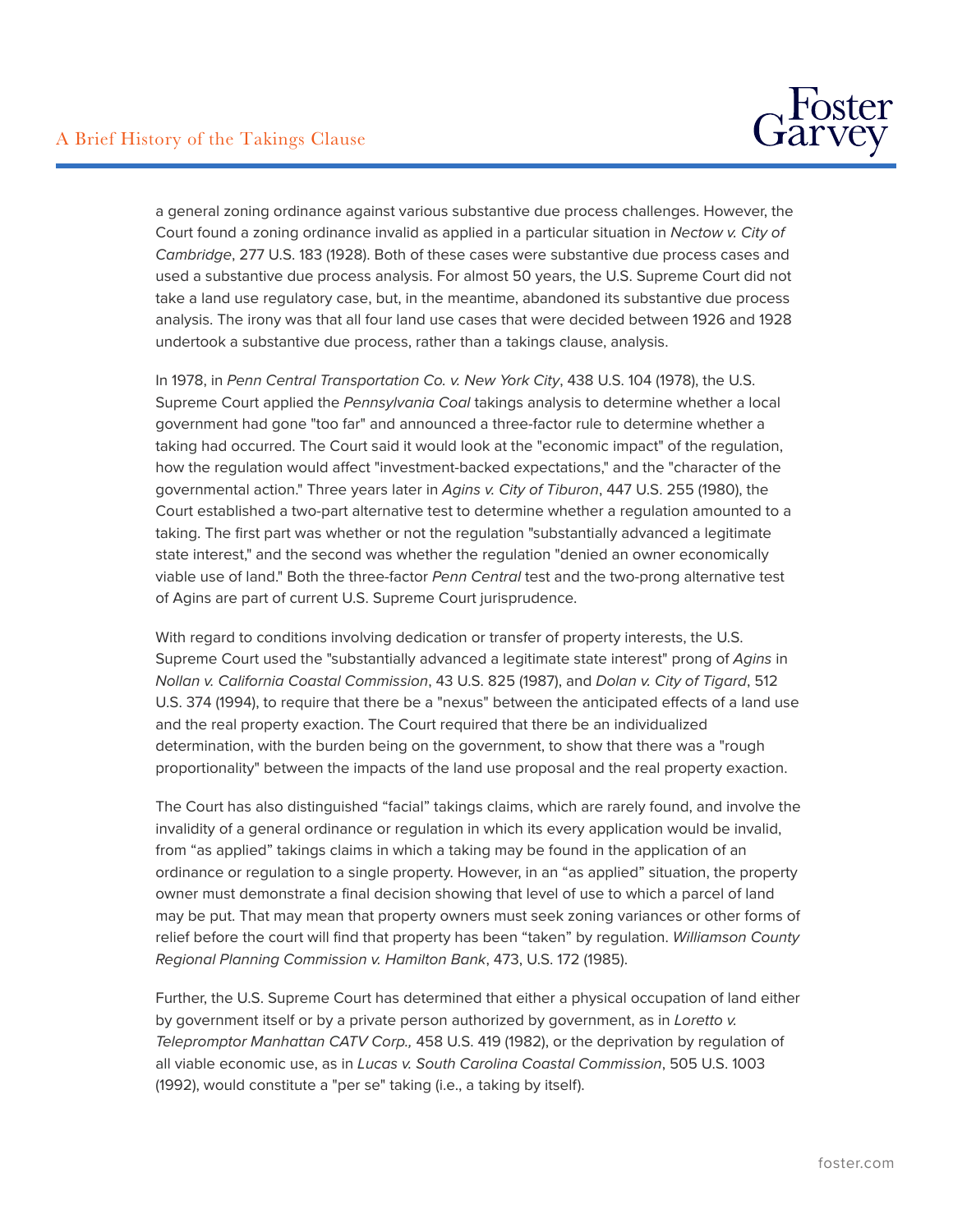a general zoning ordinance against various substantive due process challenges. However, the Court found a zoning ordinance invalid as applied in a particular situation in *Nectow v. City of Cambridge*, 277 U.S. 183 (1928). Both of these cases were substantive due process cases and used a substantive due process analysis. For almost 50 years, the U.S. Supreme Court did not take a land use regulatory case, but, in the meantime, abandoned its substantive due process analysis. The irony was that all four land use cases that were decided between 1926 and 1928 undertook a substantive due process, rather than a takings clause, analysis.

In 1978, in *Penn Central Transportation Co. v. New York City*, 438 U.S. 104 (1978), the U.S. Supreme Court applied the *Pennsylvania Coal* takings analysis to determine whether a local government had gone "too far" and announced a three-factor rule to determine whether a taking had occurred. The Court said it would look at the "economic impact" of the regulation, how the regulation would affect "investment-backed expectations," and the "character of the governmental action." Three years later in *Agins v. City of Tiburon*, 447 U.S. 255 (1980), the Court established a two-part alternative test to determine whether a regulation amounted to a taking. The first part was whether or not the regulation "substantially advanced a legitimate state interest," and the second was whether the regulation "denied an owner economically viable use of land." Both the three-factor *Penn Central* test and the two-prong alternative test of Agins are part of current U.S. Supreme Court jurisprudence.

With regard to conditions involving dedication or transfer of property interests, the U.S. Supreme Court used the "substantially advanced a legitimate state interest" prong of *Agins* in *Nollan v. California Coastal Commission*, 43 U.S. 825 (1987), and *Dolan v. City of Tigard*, 512 U.S. 374 (1994), to require that there be a "nexus" between the anticipated effects of a land use and the real property exaction. The Court required that there be an individualized determination, with the burden being on the government, to show that there was a "rough proportionality" between the impacts of the land use proposal and the real property exaction.

The Court has also distinguished "facial" takings claims, which are rarely found, and involve the invalidity of a general ordinance or regulation in which its every application would be invalid, from "as applied" takings claims in which a taking may be found in the application of an ordinance or regulation to a single property. However, in an "as applied" situation, the property owner must demonstrate a final decision showing that level of use to which a parcel of land may be put. That may mean that property owners must seek zoning variances or other forms of relief before the court will find that property has been "taken" by regulation. *Williamson County Regional Planning Commission v. Hamilton Bank*, 473, U.S. 172 (1985).

Further, the U.S. Supreme Court has determined that either a physical occupation of land either by government itself or by a private person authorized by government, as in *Loretto v. Telepromptor Manhattan CATV Corp.,* 458 U.S. 419 (1982), or the deprivation by regulation of all viable economic use, as in *Lucas v. South Carolina Coastal Commission*, 505 U.S. 1003 (1992), would constitute a "per se" taking (i.e., a taking by itself).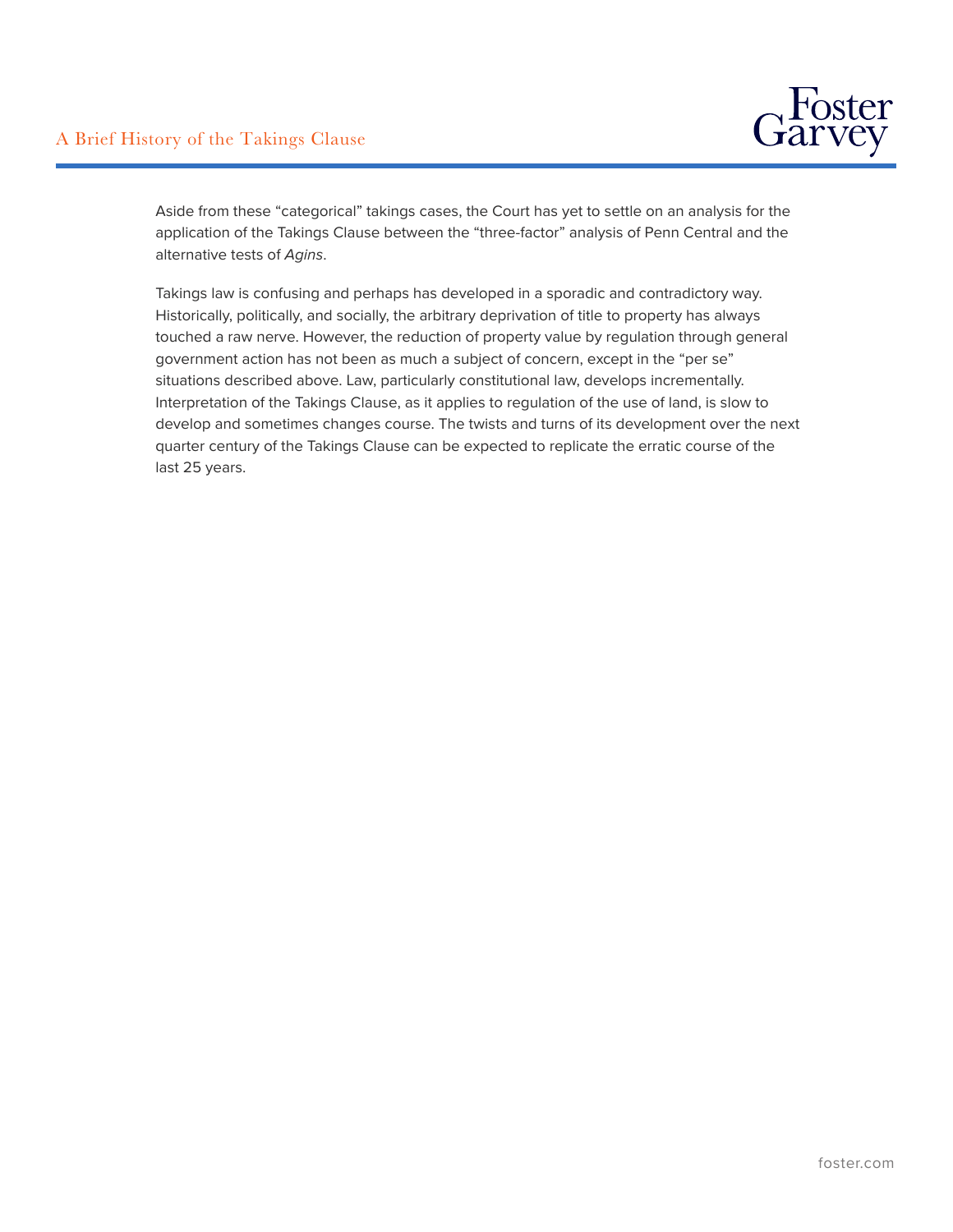Aside from these "categorical" takings cases, the Court has yet to settle on an analysis for the application of the Takings Clause between the "three-factor" analysis of Penn Central and the alternative tests of *Agins*.

Takings law is confusing and perhaps has developed in a sporadic and contradictory way. Historically, politically, and socially, the arbitrary deprivation of title to property has always touched a raw nerve. However, the reduction of property value by regulation through general government action has not been as much a subject of concern, except in the "per se" situations described above. Law, particularly constitutional law, develops incrementally. Interpretation of the Takings Clause, as it applies to regulation of the use of land, is slow to develop and sometimes changes course. The twists and turns of its development over the next quarter century of the Takings Clause can be expected to replicate the erratic course of the last 25 years.